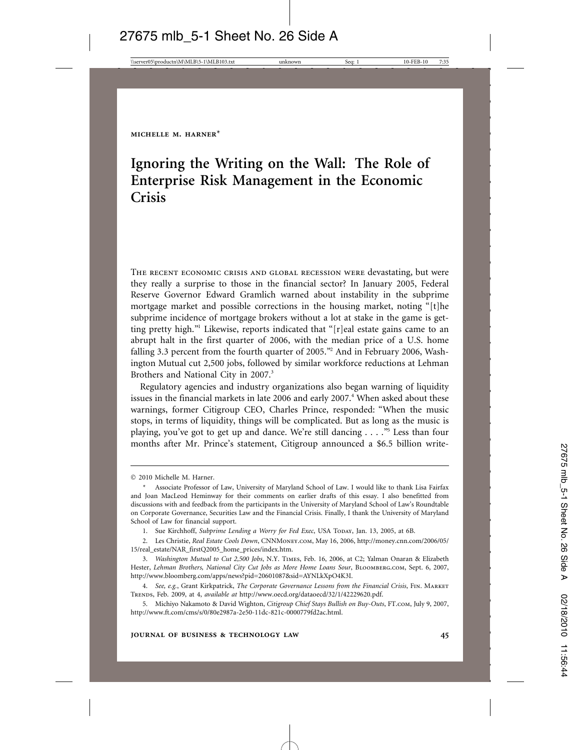**MICHELLE M. HARNER***

# Ignoring the Writing on the Wall: The Role of Enterprise Risk Management in the Economic Crisis

THE RECENT ECONOMIC CRISIS AND GLOBAL RECESSION WERE devastating, but were they really a surprise to those in the financial sector? In January 2005, Federal Reserve Governor Edward Gramlich warned about instability in the subprime mortgage market and possible corrections in the housing market, noting "[t]he subprime incidence of mortgage brokers without a lot at stake in the game is getting pretty high."[1] Likewise, reports indicated that "[r]eal estate gains came to an abrupt halt in the first quarter of 2006, with the median price of a U.S. home falling 3.3 percent from the fourth quarter of 2005."[2] And in February 2006, Washington Mutual cut 2,500 jobs, followed by similar workforce reductions at Lehman Brothers and National City in 2007.[3]

Regulatory agencies and industry organizations also began warning of liquidity issues in the financial markets in late 2006 and early 2007.[4] When asked about these warnings, former Citigroup CEO, Charles Prince, responded: "When the music stops, in terms of liquidity, things will be complicated. But as long as the music is playing, you've got to get up and dance. We're still dancing . . . ."[5] Less than four months after Mr. Prince's statement, Citigroup announced a $6.5 billion write-

---

© 2010 Michelle M. Harner.

\* Associate Professor of Law, University of Maryland School of Law. I would like to thank Lisa Fairfax and Joan MacLeod Heminway for their comments on earlier drafts of this essay. I also benefitted from discussions with and feedback from the participants in the University of Maryland School of Law's Roundtable on Corporate Governance, Securities Law and the Financial Crisis. Finally, I thank the University of Maryland School of Law for financial support.

1. Sue Kirchhoff, *Subprime Lending a Worry for Fed Exec*, USA TODAY, Jan. 13, 2005, at 6B.

2. Les Christie, *Real Estate Cools Down*, CNNMONEY.COM, May 16, 2006, http://money.cnn.com/2006/05/15/real_estate/NAR_firstQ2005_home_prices/index.htm.

3. *Washington Mutual to Cut 2,500 Jobs*, N.Y. TIMES, Feb. 16, 2006, at C2; Yalman Onaran & Elizabeth Hester, *Lehman Brothers, National City Cut Jobs as More Home Loans Sour*, BLOOMBERG.COM, Sept. 6, 2007, http://www.bloomberg.com/apps/news?pid=20601087&sid=AYNLkXpO4K3I.

4. *See, e.g.*, Grant Kirkpatrick, *The Corporate Governance Lessons from the Financial Crisis*, FIN. MARKET TRENDS, Feb. 2009, at 4, *available at* http://www.oecd.org/dataoecd/32/1/42229620.pdf.

5. Michiyo Nakamoto & David Wighton, *Citigroup Chief Stays Bullish on Buy-Outs*, FT.COM, July 9, 2007, http://www.ft.com/cms/s/0/80e2987a-2e50-11dc-821c-0000779fd2ac.html.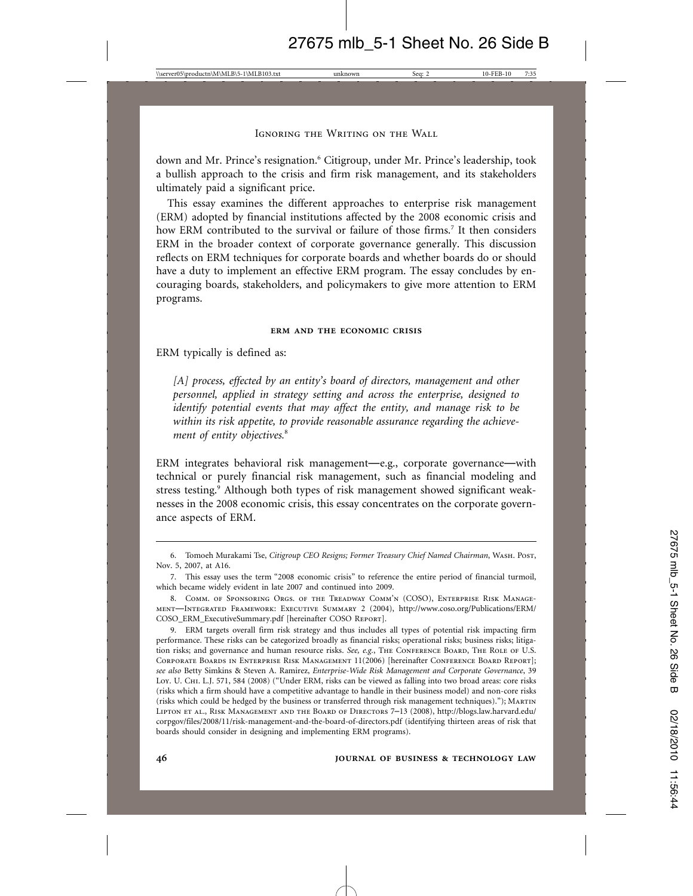down and Mr. Prince's resignation.[6] Citigroup, under Mr. Prince's leadership, took a bullish approach to the crisis and firm risk management, and its stakeholders ultimately paid a significant price.

This essay examines the different approaches to enterprise risk management (ERM) adopted by financial institutions affected by the 2008 economic crisis and how ERM contributed to the survival or failure of those firms.[7] It then considers ERM in the broader context of corporate governance generally. This discussion reflects on ERM techniques for corporate boards and whether boards do or should have a duty to implement an effective ERM program. The essay concludes by encouraging boards, stakeholders, and policymakers to give more attention to ERM programs.

## ERM AND THE ECONOMIC CRISIS

ERM typically is defined as:

> *[A] process, effected by an entity's board of directors, management and other personnel, applied in strategy setting and across the enterprise, designed to identify potential events that may affect the entity, and manage risk to be within its risk appetite, to provide reasonable assurance regarding the achievement of entity objectives.*[8]

ERM integrates behavioral risk management—e.g., corporate governance—with technical or purely financial risk management, such as financial modeling and stress testing.[9] Although both types of risk management showed significant weaknesses in the 2008 economic crisis, this essay concentrates on the corporate governance aspects of ERM.

---

6. Tomoeh Murakami Tse, *Citigroup CEO Resigns; Former Treasury Chief Named Chairman*, Wash. Post, Nov. 5, 2007, at A16.

7. This essay uses the term "2008 economic crisis" to reference the entire period of financial turmoil, which became widely evident in late 2007 and continued into 2009.

8. Comm. of Sponsoring Orgs. of the Treadway Comm'n (COSO), Enterprise Risk Management—Integrated Framework: Executive Summary 2 (2004), http://www.coso.org/Publications/ERM/COSO_ERM_ExecutiveSummary.pdf [hereinafter COSO Report].

9. ERM targets overall firm risk strategy and thus includes all types of potential risk impacting firm performance. These risks can be categorized broadly as financial risks; operational risks; business risks; litigation risks; and governance and human resource risks. *See, e.g.*, The Conference Board, The Role of U.S. Corporate Boards in Enterprise Risk Management 11(2006) [hereinafter Conference Board Report]; *see also* Betty Simkins & Steven A. Ramirez, *Enterprise-Wide Risk Management and Corporate Governance*, 39 Loy. U. Chi. L.J. 571, 584 (2008) ("Under ERM, risks can be viewed as falling into two broad areas: core risks (risks which a firm should have a competitive advantage to handle in their business model) and non-core risks (risks which could be hedged by the business or transferred through risk management techniques)."); Martin Lipton et al., Risk Management and the Board of Directors 7–13 (2008), http://blogs.law.harvard.edu/corpgov/files/2008/11/risk-management-and-the-board-of-directors.pdf (identifying thirteen areas of risk that boards should consider in designing and implementing ERM programs).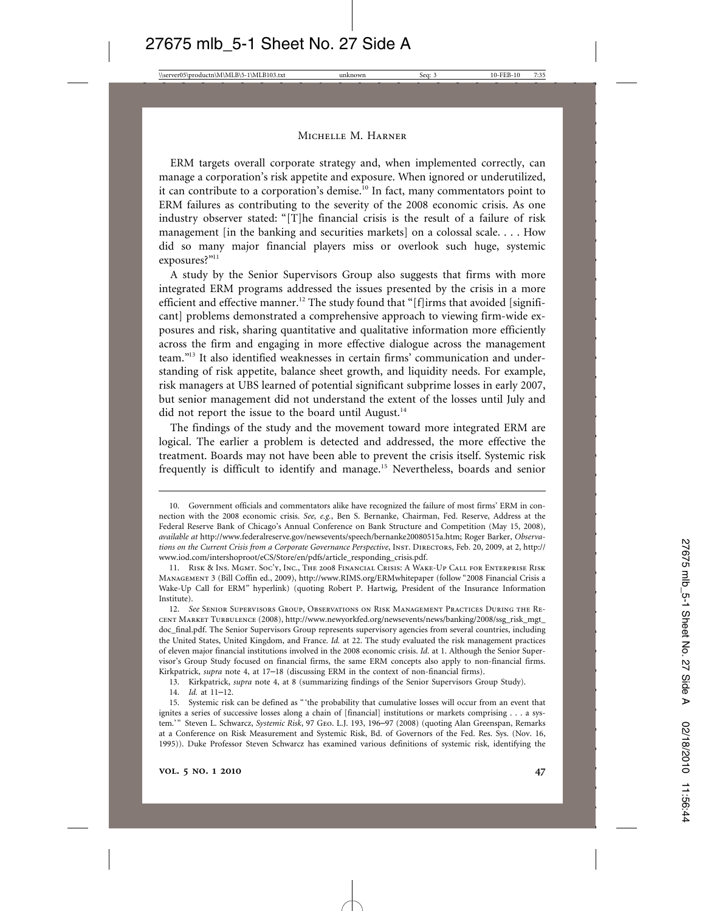ERM targets overall corporate strategy and, when implemented correctly, can manage a corporation's risk appetite and exposure. When ignored or underutilized, it can contribute to a corporation's demise.[10] In fact, many commentators point to ERM failures as contributing to the severity of the 2008 economic crisis. As one industry observer stated: "[T]he financial crisis is the result of a failure of risk management [in the banking and securities markets] on a colossal scale. . . . How did so many major financial players miss or overlook such huge, systemic exposures?"[11]

A study by the Senior Supervisors Group also suggests that firms with more integrated ERM programs addressed the issues presented by the crisis in a more efficient and effective manner.[12] The study found that "[f]irms that avoided [significant] problems demonstrated a comprehensive approach to viewing firm-wide exposures and risk, sharing quantitative and qualitative information more efficiently across the firm and engaging in more effective dialogue across the management team."[13] It also identified weaknesses in certain firms' communication and understanding of risk appetite, balance sheet growth, and liquidity needs. For example, risk managers at UBS learned of potential significant subprime losses in early 2007, but senior management did not understand the extent of the losses until July and did not report the issue to the board until August.[14]

The findings of the study and the movement toward more integrated ERM are logical. The earlier a problem is detected and addressed, the more effective the treatment. Boards may not have been able to prevent the crisis itself. Systemic risk frequently is difficult to identify and manage.[15] Nevertheless, boards and senior

---

10. Government officials and commentators alike have recognized the failure of most firms' ERM in connection with the 2008 economic crisis. *See, e.g.*, Ben S. Bernanke, Chairman, Fed. Reserve, Address at the Federal Reserve Bank of Chicago's Annual Conference on Bank Structure and Competition (May 15, 2008), *available at* http://www.federalreserve.gov/newsevents/speech/bernanke20080515a.htm; Roger Barker, *Observations on the Current Crisis from a Corporate Governance Perspective*, Inst. Directors, Feb. 20, 2009, at 2, http://www.iod.com/intershoproot/eCS/Store/en/pdfs/article_responding_crisis.pdf.

11. Risk & Ins. Mgmt. Soc'y, Inc., The 2008 Financial Crisis: A Wake-Up Call for Enterprise Risk Management 3 (Bill Coffin ed., 2009), http://www.RIMS.org/ERMwhitepaper (follow "2008 Financial Crisis a Wake-Up Call for ERM" hyperlink) (quoting Robert P. Hartwig, President of the Insurance Information Institute).

12. *See* Senior Supervisors Group, Observations on Risk Management Practices During the Recent Market Turbulence (2008), http://www.newyorkfed.org/newsevents/news/banking/2008/ssg_risk_mgt_doc_final.pdf. The Senior Supervisors Group represents supervisory agencies from several countries, including the United States, United Kingdom, and France. *Id.* at 22. The study evaluated the risk management practices of eleven major financial institutions involved in the 2008 economic crisis. *Id.* at 1. Although the Senior Supervisor's Group Study focused on financial firms, the same ERM concepts also apply to non-financial firms. Kirkpatrick, *supra* note 4, at 17–18 (discussing ERM in the context of non-financial firms).

13. Kirkpatrick, *supra* note 4, at 8 (summarizing findings of the Senior Supervisors Group Study).

14. *Id.* at 11–12.

15. Systemic risk can be defined as "'the probability that cumulative losses will occur from an event that ignites a series of successive losses along a chain of [financial] institutions or markets comprising . . . a system.'" Steven L. Schwarcz, *Systemic Risk*, 97 Geo. L.J. 193, 196–97 (2008) (quoting Alan Greenspan, Remarks at a Conference on Risk Measurement and Systemic Risk, Bd. of Governors of the Fed. Res. Sys. (Nov. 16, 1995)). Duke Professor Steven Schwarcz has examined various definitions of systemic risk, identifying the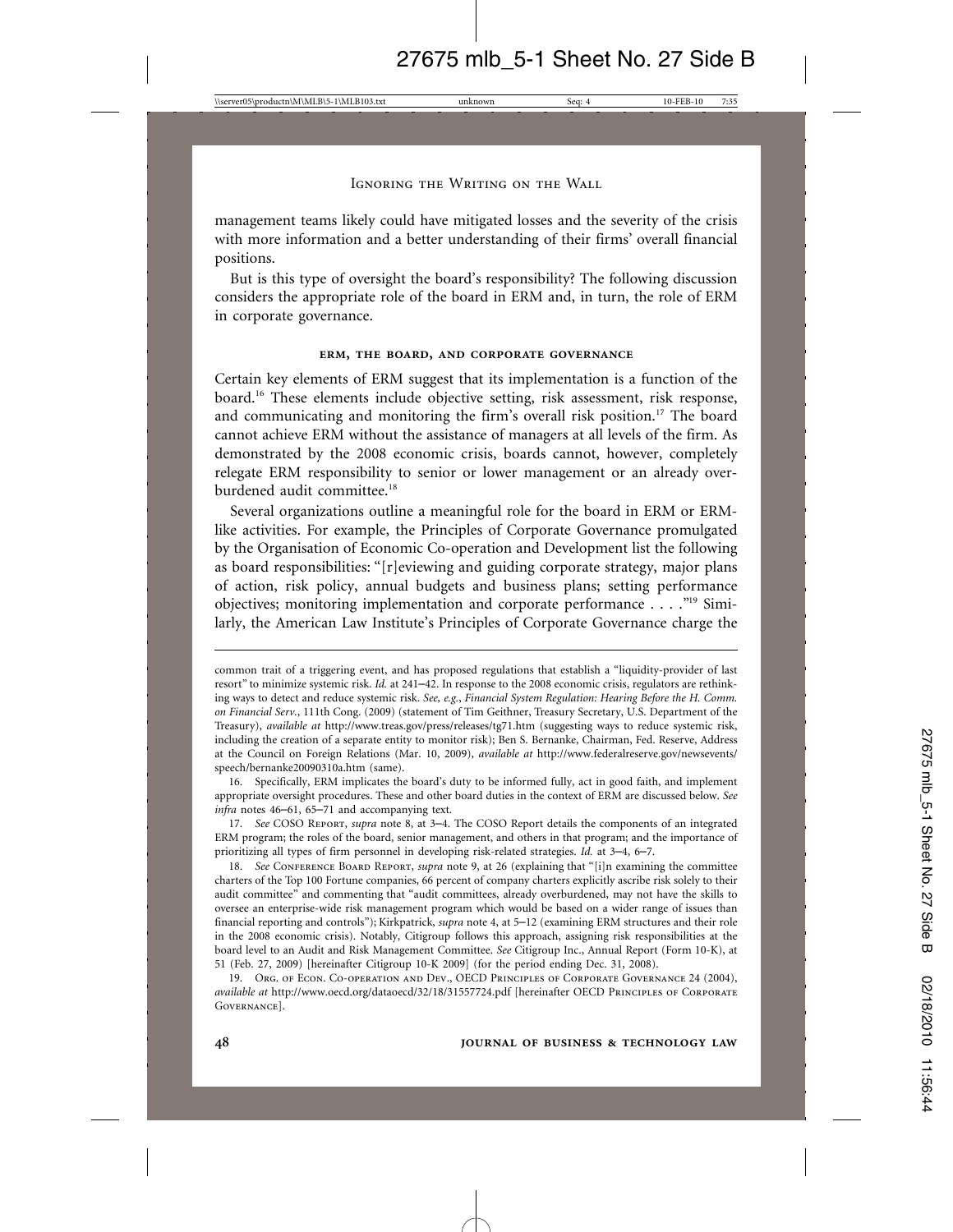management teams likely could have mitigated losses and the severity of the crisis with more information and a better understanding of their firms' overall financial positions.

But is this type of oversight the board's responsibility? The following discussion considers the appropriate role of the board in ERM and, in turn, the role of ERM in corporate governance.

## ERM, THE BOARD, AND CORPORATE GOVERNANCE

Certain key elements of ERM suggest that its implementation is a function of the board.[16] These elements include objective setting, risk assessment, risk response, and communicating and monitoring the firm's overall risk position.[17] The board cannot achieve ERM without the assistance of managers at all levels of the firm. As demonstrated by the 2008 economic crisis, boards cannot, however, completely relegate ERM responsibility to senior or lower management or an already overburdened audit committee.[18]

Several organizations outline a meaningful role for the board in ERM or ERM-like activities. For example, the Principles of Corporate Governance promulgated by the Organisation of Economic Co-operation and Development list the following as board responsibilities: "[r]eviewing and guiding corporate strategy, major plans of action, risk policy, annual budgets and business plans; setting performance objectives; monitoring implementation and corporate performance . . . ."[19] Similarly, the American Law Institute's Principles of Corporate Governance charge the

---

common trait of a triggering event, and has proposed regulations that establish a "liquidity-provider of last resort" to minimize systemic risk. *Id.* at 241–42. In response to the 2008 economic crisis, regulators are rethinking ways to detect and reduce systemic risk. *See, e.g.*, *Financial System Regulation: Hearing Before the H. Comm. on Financial Serv.*, 111th Cong. (2009) (statement of Tim Geithner, Treasury Secretary, U.S. Department of the Treasury), *available at* http://www.treas.gov/press/releases/tg71.htm (suggesting ways to reduce systemic risk, including the creation of a separate entity to monitor risk); Ben S. Bernanke, Chairman, Fed. Reserve, Address at the Council on Foreign Relations (Mar. 10, 2009), *available at* http://www.federalreserve.gov/newsevents/speech/bernanke20090310a.htm (same).

16. Specifically, ERM implicates the board's duty to be informed fully, act in good faith, and implement appropriate oversight procedures. These and other board duties in the context of ERM are discussed below. *See infra* notes 46–61, 65–71 and accompanying text.

17. *See* COSO REPORT, *supra* note 8, at 3–4. The COSO Report details the components of an integrated ERM program; the roles of the board, senior management, and others in that program; and the importance of prioritizing all types of firm personnel in developing risk-related strategies. *Id.* at 3–4, 6–7.

18. *See* CONFERENCE BOARD REPORT, *supra* note 9, at 26 (explaining that "[i]n examining the committee charters of the Top 100 Fortune companies, 66 percent of company charters explicitly ascribe risk solely to their audit committee" and commenting that "audit committees, already overburdened, may not have the skills to oversee an enterprise-wide risk management program which would be based on a wider range of issues than financial reporting and controls"); Kirkpatrick, *supra* note 4, at 5–12 (examining ERM structures and their role in the 2008 economic crisis). Notably, Citigroup follows this approach, assigning risk responsibilities at the board level to an Audit and Risk Management Committee. *See* Citigroup Inc., Annual Report (Form 10-K), at 51 (Feb. 27, 2009) [hereinafter Citigroup 10-K 2009] (for the period ending Dec. 31, 2008).

19. ORG. OF ECON. CO-OPERATION AND DEV., OECD PRINCIPLES OF CORPORATE GOVERNANCE 24 (2004), *available at* http://www.oecd.org/dataoecd/32/18/31557724.pdf [hereinafter OECD PRINCIPLES OF CORPORATE GOVERNANCE].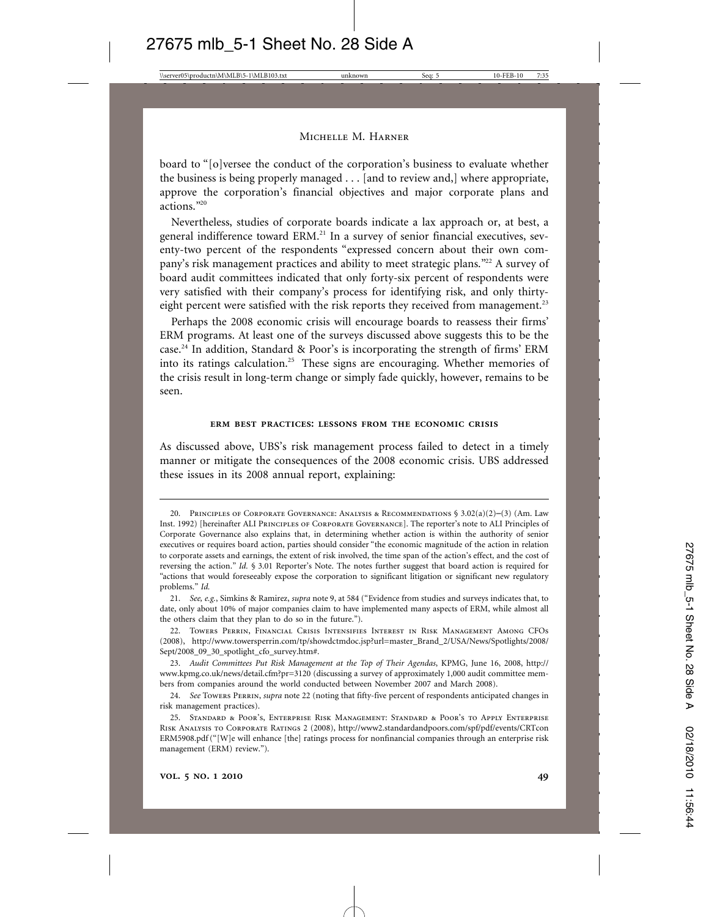board to "[o]versee the conduct of the corporation's business to evaluate whether the business is being properly managed . . . [and to review and,] where appropriate, approve the corporation's financial objectives and major corporate plans and actions."[20]

Nevertheless, studies of corporate boards indicate a lax approach or, at best, a general indifference toward ERM.[21] In a survey of senior financial executives, seventy-two percent of the respondents "expressed concern about their own company's risk management practices and ability to meet strategic plans."[22] A survey of board audit committees indicated that only forty-six percent of respondents were very satisfied with their company's process for identifying risk, and only thirty-eight percent were satisfied with the risk reports they received from management.[23]

Perhaps the 2008 economic crisis will encourage boards to reassess their firms' ERM programs. At least one of the surveys discussed above suggests this to be the case.[24] In addition, Standard & Poor's is incorporating the strength of firms' ERM into its ratings calculation.[25] These signs are encouraging. Whether memories of the crisis result in long-term change or simply fade quickly, however, remains to be seen.

## ERM BEST PRACTICES: LESSONS FROM THE ECONOMIC CRISIS

As discussed above, UBS's risk management process failed to detect in a timely manner or mitigate the consequences of the 2008 economic crisis. UBS addressed these issues in its 2008 annual report, explaining:

---

20. Principles of Corporate Governance: Analysis & Recommendations § 3.02(a)(2)–(3) (Am. Law Inst. 1992) [hereinafter ALI Principles of Corporate Governance]. The reporter's note to ALI Principles of Corporate Governance also explains that, in determining whether action is within the authority of senior executives or requires board action, parties should consider "the economic magnitude of the action in relation to corporate assets and earnings, the extent of risk involved, the time span of the action's effect, and the cost of reversing the action." *Id.* § 3.01 Reporter's Note. The notes further suggest that board action is required for "actions that would foreseeably expose the corporation to significant litigation or significant new regulatory problems." *Id.*

21. *See, e.g.*, Simkins & Ramirez, *supra* note 9, at 584 ("Evidence from studies and surveys indicates that, to date, only about 10% of major companies claim to have implemented many aspects of ERM, while almost all the others claim that they plan to do so in the future.").

22. Towers Perrin, Financial Crisis Intensifies Interest in Risk Management Among CFOs (2008), http://www.towersperrin.com/tp/showdctmdoc.jsp?url=master_Brand_2/USA/News/Spotlights/2008/Sept/2008_09_30_spotlight_cfo_survey.htm#.

23. *Audit Committees Put Risk Management at the Top of Their Agendas*, KPMG, June 16, 2008, http://www.kpmg.co.uk/news/detail.cfm?pr=3120 (discussing a survey of approximately 1,000 audit committee members from companies around the world conducted between November 2007 and March 2008).

24. *See* Towers Perrin, *supra* note 22 (noting that fifty-five percent of respondents anticipated changes in risk management practices).

25. Standard & Poor's, Enterprise Risk Management: Standard & Poor's to Apply Enterprise Risk Analysis to Corporate Ratings 2 (2008), http://www2.standardandpoors.com/spf/pdf/events/CRTconERM5908.pdf ("[W]e will enhance [the] ratings process for nonfinancial companies through an enterprise risk management (ERM) review.").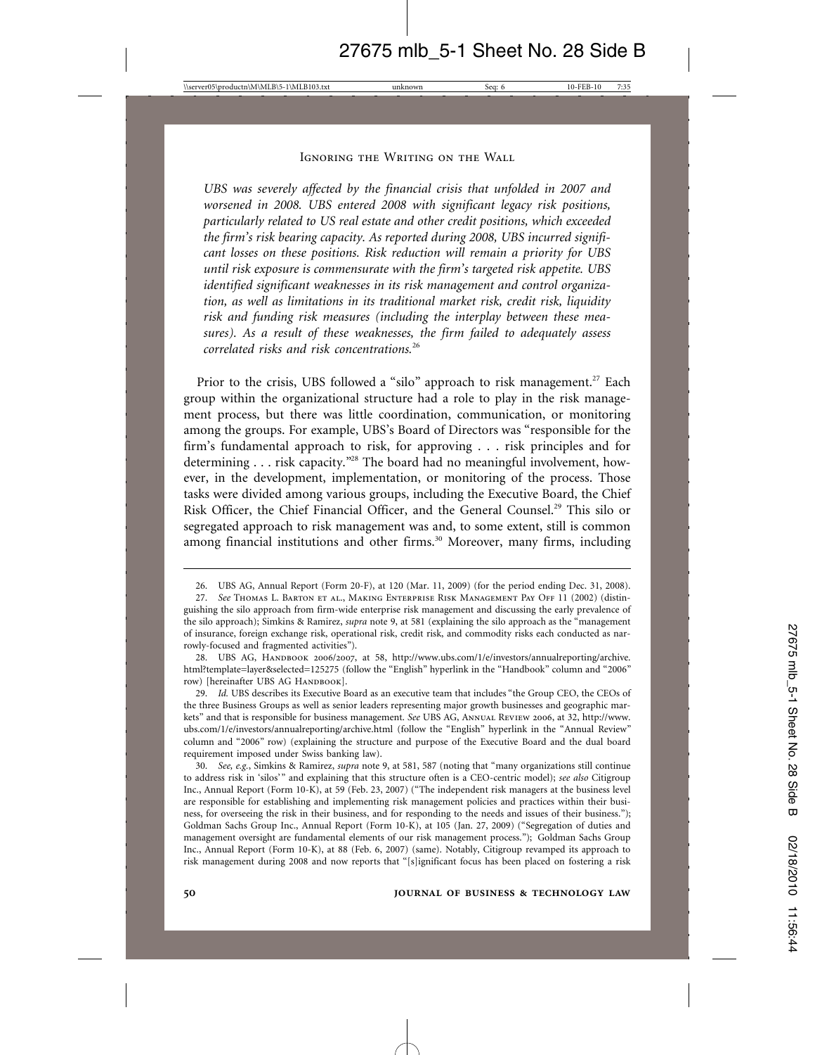*UBS was severely affected by the financial crisis that unfolded in 2007 and worsened in 2008. UBS entered 2008 with significant legacy risk positions, particularly related to US real estate and other credit positions, which exceeded the firm's risk bearing capacity. As reported during 2008, UBS incurred significant losses on these positions. Risk reduction will remain a priority for UBS until risk exposure is commensurate with the firm's targeted risk appetite. UBS identified significant weaknesses in its risk management and control organization, as well as limitations in its traditional market risk, credit risk, liquidity risk and funding risk measures (including the interplay between these measures). As a result of these weaknesses, the firm failed to adequately assess correlated risks and risk concentrations.*[26]

Prior to the crisis, UBS followed a "silo" approach to risk management.[27] Each group within the organizational structure had a role to play in the risk management process, but there was little coordination, communication, or monitoring among the groups. For example, UBS's Board of Directors was "responsible for the firm's fundamental approach to risk, for approving . . . risk principles and for determining . . . risk capacity."[28] The board had no meaningful involvement, however, in the development, implementation, or monitoring of the process. Those tasks were divided among various groups, including the Executive Board, the Chief Risk Officer, the Chief Financial Officer, and the General Counsel.[29] This silo or segregated approach to risk management was and, to some extent, still is common among financial institutions and other firms.[30] Moreover, many firms, including

---

26. UBS AG, Annual Report (Form 20-F), at 120 (Mar. 11, 2009) (for the period ending Dec. 31, 2008).

27. *See* Thomas L. Barton et al., Making Enterprise Risk Management Pay Off 11 (2002) (distinguishing the silo approach from firm-wide enterprise risk management and discussing the early prevalence of the silo approach); Simkins & Ramirez, *supra* note 9, at 581 (explaining the silo approach as the "management of insurance, foreign exchange risk, operational risk, credit risk, and commodity risks each conducted as narrowly-focused and fragmented activities").

28. UBS AG, Handbook 2006/2007, at 58, http://www.ubs.com/1/e/investors/annualreporting/archive.html?template=layer&selected=125275 (follow the "English" hyperlink in the "Handbook" column and "2006" row) [hereinafter UBS AG Handbook].

29. *Id.* UBS describes its Executive Board as an executive team that includes "the Group CEO, the CEOs of the three Business Groups as well as senior leaders representing major growth businesses and geographic markets" and that is responsible for business management. *See* UBS AG, Annual Review 2006, at 32, http://www.ubs.com/1/e/investors/annualreporting/archive.html (follow the "English" hyperlink in the "Annual Review" column and "2006" row) (explaining the structure and purpose of the Executive Board and the dual board requirement imposed under Swiss banking law).

30. *See, e.g.*, Simkins & Ramirez, *supra* note 9, at 581, 587 (noting that "many organizations still continue to address risk in 'silos'" and explaining that this structure often is a CEO-centric model); *see also* Citigroup Inc., Annual Report (Form 10-K), at 59 (Feb. 23, 2007) ("The independent risk managers at the business level are responsible for establishing and implementing risk management policies and practices within their business, for overseeing the risk in their business, and for responding to the needs and issues of their business."); Goldman Sachs Group Inc., Annual Report (Form 10-K), at 105 (Jan. 27, 2009) ("Segregation of duties and management oversight are fundamental elements of our risk management process."); Goldman Sachs Group Inc., Annual Report (Form 10-K), at 88 (Feb. 6, 2007) (same). Notably, Citigroup revamped its approach to risk management during 2008 and now reports that "[s]ignificant focus has been placed on fostering a risk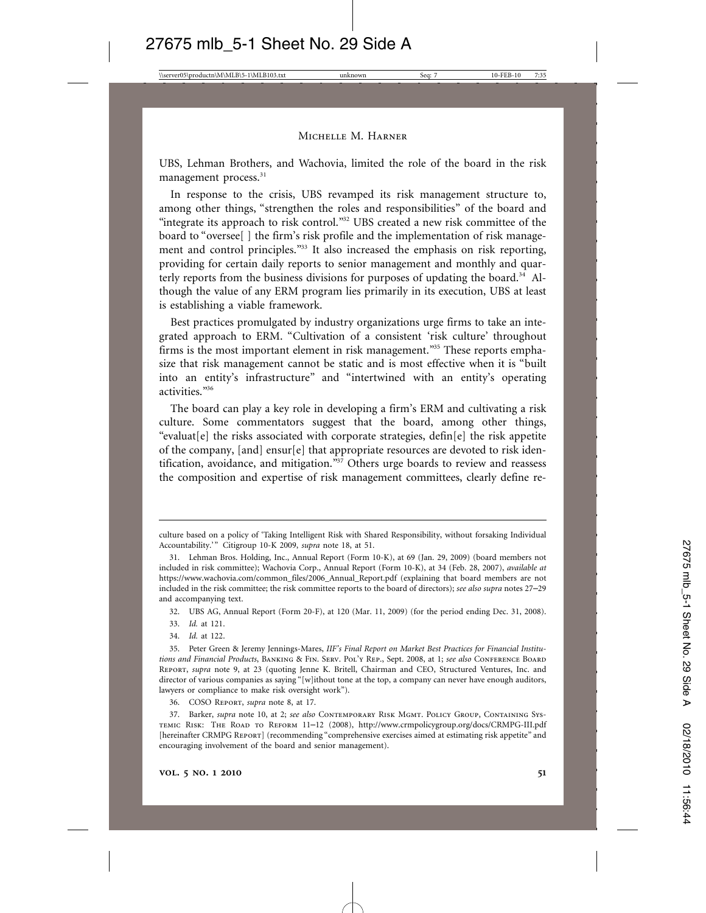UBS, Lehman Brothers, and Wachovia, limited the role of the board in the risk management process.[31]

In response to the crisis, UBS revamped its risk management structure to, among other things, "strengthen the roles and responsibilities" of the board and "integrate its approach to risk control."[32] UBS created a new risk committee of the board to "oversee[ ] the firm's risk profile and the implementation of risk management and control principles."[33] It also increased the emphasis on risk reporting, providing for certain daily reports to senior management and monthly and quarterly reports from the business divisions for purposes of updating the board.[34] Although the value of any ERM program lies primarily in its execution, UBS at least is establishing a viable framework.

Best practices promulgated by industry organizations urge firms to take an integrated approach to ERM. "Cultivation of a consistent 'risk culture' throughout firms is the most important element in risk management."[35] These reports emphasize that risk management cannot be static and is most effective when it is "built into an entity's infrastructure" and "intertwined with an entity's operating activities."[36]

The board can play a key role in developing a firm's ERM and cultivating a risk culture. Some commentators suggest that the board, among other things, "evaluat[e] the risks associated with corporate strategies, defin[e] the risk appetite of the company, [and] ensur[e] that appropriate resources are devoted to risk identification, avoidance, and mitigation."[37] Others urge boards to review and reassess the composition and expertise of risk management committees, clearly define re-

---

culture based on a policy of 'Taking Intelligent Risk with Shared Responsibility, without forsaking Individual Accountability.'" Citigroup 10-K 2009, *supra* note 18, at 51.

31. Lehman Bros. Holding, Inc., Annual Report (Form 10-K), at 69 (Jan. 29, 2009) (board members not included in risk committee); Wachovia Corp., Annual Report (Form 10-K), at 34 (Feb. 28, 2007), *available at* https://www.wachovia.com/common_files/2006_Annual_Report.pdf (explaining that board members are not included in the risk committee; the risk committee reports to the board of directors); *see also supra* notes 27–29 and accompanying text.

32. UBS AG, Annual Report (Form 20-F), at 120 (Mar. 11, 2009) (for the period ending Dec. 31, 2008).

33. *Id.* at 121.

34. *Id.* at 122.

35. Peter Green & Jeremy Jennings-Mares, *IIF's Final Report on Market Best Practices for Financial Institutions and Financial Products*, Banking & Fin. Serv. Pol'y Rep., Sept. 2008, at 1; *see also* Conference Board Report, *supra* note 9, at 23 (quoting Jenne K. Britell, Chairman and CEO, Structured Ventures, Inc. and director of various companies as saying "[w]ithout tone at the top, a company can never have enough auditors, lawyers or compliance to make risk oversight work").

36. COSO Report, *supra* note 8, at 17.

37. Barker, *supra* note 10, at 2; *see also* Contemporary Risk Mgmt. Policy Group, Containing Systemic Risk: The Road to Reform 11–12 (2008), http://www.crmpolicygroup.org/docs/CRMPG-III.pdf [hereinafter CRMPG Report] (recommending "comprehensive exercises aimed at estimating risk appetite" and encouraging involvement of the board and senior management).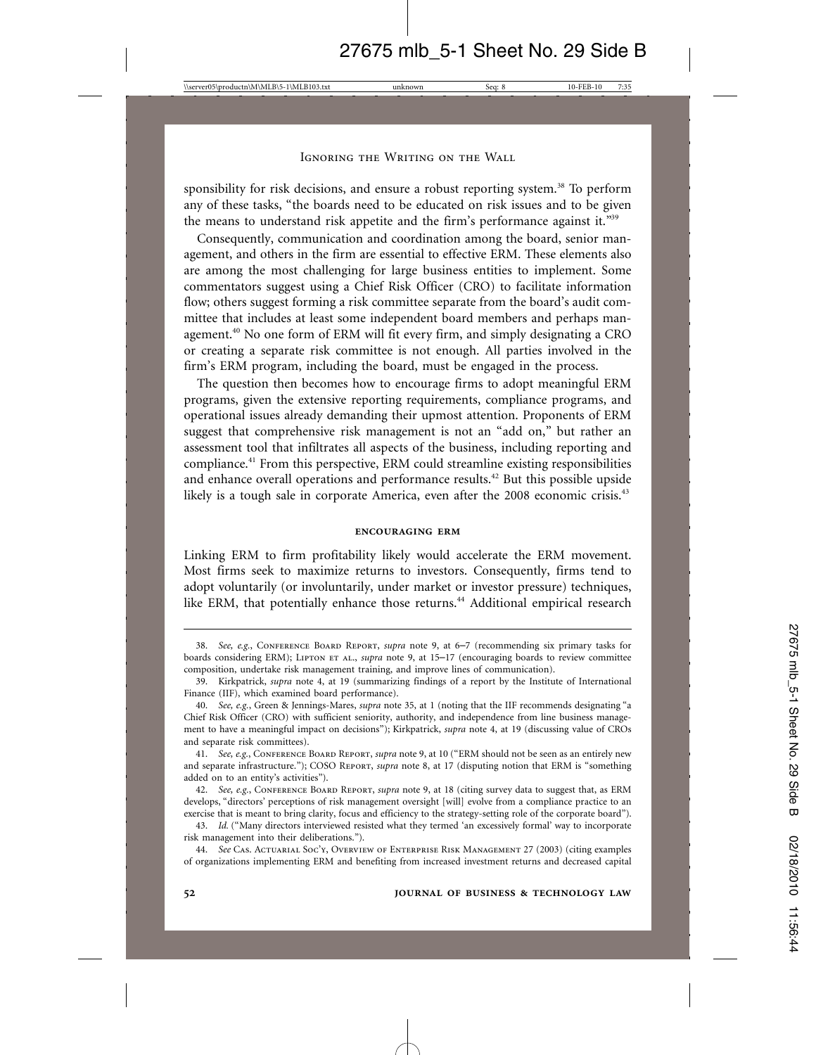sponsibility for risk decisions, and ensure a robust reporting system.[38] To perform any of these tasks, "the boards need to be educated on risk issues and to be given the means to understand risk appetite and the firm's performance against it."[39]

Consequently, communication and coordination among the board, senior management, and others in the firm are essential to effective ERM. These elements also are among the most challenging for large business entities to implement. Some commentators suggest using a Chief Risk Officer (CRO) to facilitate information flow; others suggest forming a risk committee separate from the board's audit committee that includes at least some independent board members and perhaps management.[40] No one form of ERM will fit every firm, and simply designating a CRO or creating a separate risk committee is not enough. All parties involved in the firm's ERM program, including the board, must be engaged in the process.

The question then becomes how to encourage firms to adopt meaningful ERM programs, given the extensive reporting requirements, compliance programs, and operational issues already demanding their upmost attention. Proponents of ERM suggest that comprehensive risk management is not an "add on," but rather an assessment tool that infiltrates all aspects of the business, including reporting and compliance.[41] From this perspective, ERM could streamline existing responsibilities and enhance overall operations and performance results.[42] But this possible upside likely is a tough sale in corporate America, even after the 2008 economic crisis.[43]

#### Encouraging ERM

Linking ERM to firm profitability likely would accelerate the ERM movement. Most firms seek to maximize returns to investors. Consequently, firms tend to adopt voluntarily (or involuntarily, under market or investor pressure) techniques, like ERM, that potentially enhance those returns.[44] Additional empirical research

---

38. *See, e.g.*, Conference Board Report, *supra* note 9, at 6–7 (recommending six primary tasks for boards considering ERM); Lipton et al., *supra* note 9, at 15–17 (encouraging boards to review committee composition, undertake risk management training, and improve lines of communication).

39. Kirkpatrick, *supra* note 4, at 19 (summarizing findings of a report by the Institute of International Finance (IIF), which examined board performance).

40. *See, e.g.*, Green & Jennings-Mares, *supra* note 35, at 1 (noting that the IIF recommends designating "a Chief Risk Officer (CRO) with sufficient seniority, authority, and independence from line business management to have a meaningful impact on decisions"); Kirkpatrick, *supra* note 4, at 19 (discussing value of CROs and separate risk committees).

41. *See, e.g.*, Conference Board Report, *supra* note 9, at 10 ("ERM should not be seen as an entirely new and separate infrastructure."); COSO Report, *supra* note 8, at 17 (disputing notion that ERM is "something added on to an entity's activities").

42. *See, e.g.*, Conference Board Report, *supra* note 9, at 18 (citing survey data to suggest that, as ERM develops, "directors' perceptions of risk management oversight [will] evolve from a compliance practice to an exercise that is meant to bring clarity, focus and efficiency to the strategy-setting role of the corporate board").

43. *Id.* ("Many directors interviewed resisted what they termed 'an excessively formal' way to incorporate risk management into their deliberations.").

44. *See* Cas. Actuarial Soc'y, Overview of Enterprise Risk Management 27 (2003) (citing examples of organizations implementing ERM and benefiting from increased investment returns and decreased capital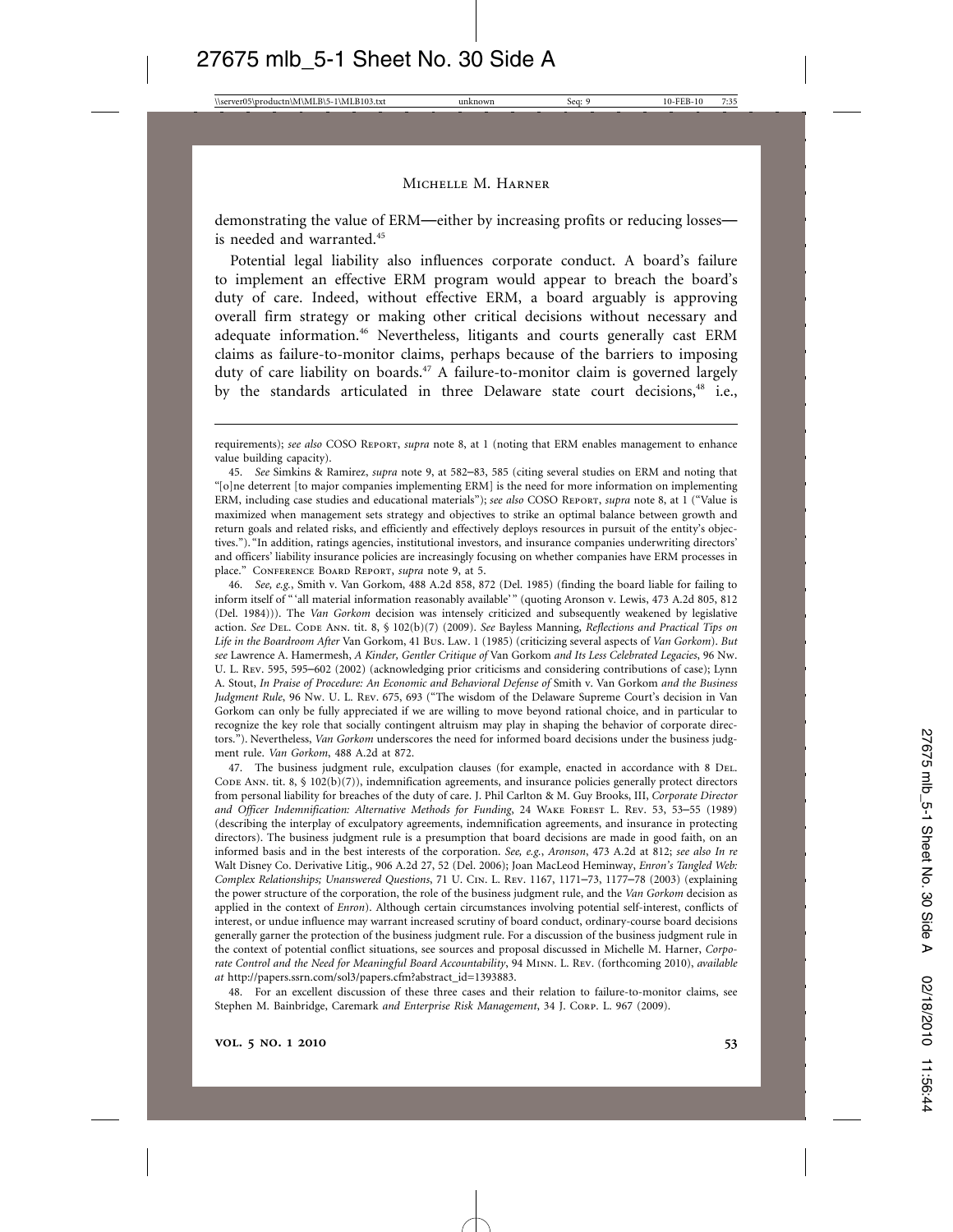demonstrating the value of ERM—either by increasing profits or reducing losses—is needed and warranted.[45]

Potential legal liability also influences corporate conduct. A board's failure to implement an effective ERM program would appear to breach the board's duty of care. Indeed, without effective ERM, a board arguably is approving overall firm strategy or making other critical decisions without necessary and adequate information.[46] Nevertheless, litigants and courts generally cast ERM claims as failure-to-monitor claims, perhaps because of the barriers to imposing duty of care liability on boards.[47] A failure-to-monitor claim is governed largely by the standards articulated in three Delaware state court decisions,[48] i.e.,

---

requirements); *see also* COSO Report, *supra* note 8, at 1 (noting that ERM enables management to enhance value building capacity).

45. *See* Simkins & Ramirez, *supra* note 9, at 582–83, 585 (citing several studies on ERM and noting that "[o]ne deterrent [to major companies implementing ERM] is the need for more information on implementing ERM, including case studies and educational materials"); *see also* COSO Report, *supra* note 8, at 1 ("Value is maximized when management sets strategy and objectives to strike an optimal balance between growth and return goals and related risks, and efficiently and effectively deploys resources in pursuit of the entity's objectives."). "In addition, ratings agencies, institutional investors, and insurance companies underwriting directors' and officers' liability insurance policies are increasingly focusing on whether companies have ERM processes in place." Conference Board Report, *supra* note 9, at 5.

46. *See, e.g.*, Smith v. Van Gorkom, 488 A.2d 858, 872 (Del. 1985) (finding the board liable for failing to inform itself of "'all material information reasonably available'" (quoting Aronson v. Lewis, 473 A.2d 805, 812 (Del. 1984))). The *Van Gorkom* decision was intensely criticized and subsequently weakened by legislative action. *See* Del. Code Ann. tit. 8, § 102(b)(7) (2009). *See* Bayless Manning, *Reflections and Practical Tips on Life in the Boardroom After* Van Gorkom, 41 Bus. Law. 1 (1985) (criticizing several aspects of *Van Gorkom*). *But see* Lawrence A. Hamermesh, *A Kinder, Gentler Critique of* Van Gorkom *and Its Less Celebrated Legacies*, 96 Nw. U. L. Rev. 595, 595–602 (2002) (acknowledging prior criticisms and considering contributions of case); Lynn A. Stout, *In Praise of Procedure: An Economic and Behavioral Defense of* Smith v. Van Gorkom *and the Business Judgment Rule*, 96 Nw. U. L. Rev. 675, 693 ("The wisdom of the Delaware Supreme Court's decision in Van Gorkom can only be fully appreciated if we are willing to move beyond rational choice, and in particular to recognize the key role that socially contingent altruism may play in shaping the behavior of corporate directors."). Nevertheless, *Van Gorkom* underscores the need for informed board decisions under the business judgment rule. *Van Gorkom*, 488 A.2d at 872.

47. The business judgment rule, exculpation clauses (for example, enacted in accordance with 8 Del. Code Ann. tit. 8, § 102(b)(7)), indemnification agreements, and insurance policies generally protect directors from personal liability for breaches of the duty of care. J. Phil Carlton & M. Guy Brooks, III, *Corporate Director and Officer Indemnification: Alternative Methods for Funding*, 24 Wake Forest L. Rev. 53, 53–55 (1989) (describing the interplay of exculpatory agreements, indemnification agreements, and insurance in protecting directors). The business judgment rule is a presumption that board decisions are made in good faith, on an informed basis and in the best interests of the corporation. *See, e.g.*, *Aronson*, 473 A.2d at 812; *see also In re* Walt Disney Co. Derivative Litig., 906 A.2d 27, 52 (Del. 2006); Joan MacLeod Heminway, *Enron's Tangled Web: Complex Relationships; Unanswered Questions*, 71 U. Cin. L. Rev. 1167, 1171–73, 1177–78 (2003) (explaining the power structure of the corporation, the role of the business judgment rule, and the *Van Gorkom* decision as applied in the context of *Enron*). Although certain circumstances involving potential self-interest, conflicts of interest, or undue influence may warrant increased scrutiny of board conduct, ordinary-course board decisions generally garner the protection of the business judgment rule. For a discussion of the business judgment rule in the context of potential conflict situations, see sources and proposal discussed in Michelle M. Harner, *Corporate Control and the Need for Meaningful Board Accountability*, 94 Minn. L. Rev. (forthcoming 2010), *available at* http://papers.ssrn.com/sol3/papers.cfm?abstract_id=1393883.

48. For an excellent discussion of these three cases and their relation to failure-to-monitor claims, see Stephen M. Bainbridge, Caremark *and Enterprise Risk Management*, 34 J. Corp. L. 967 (2009).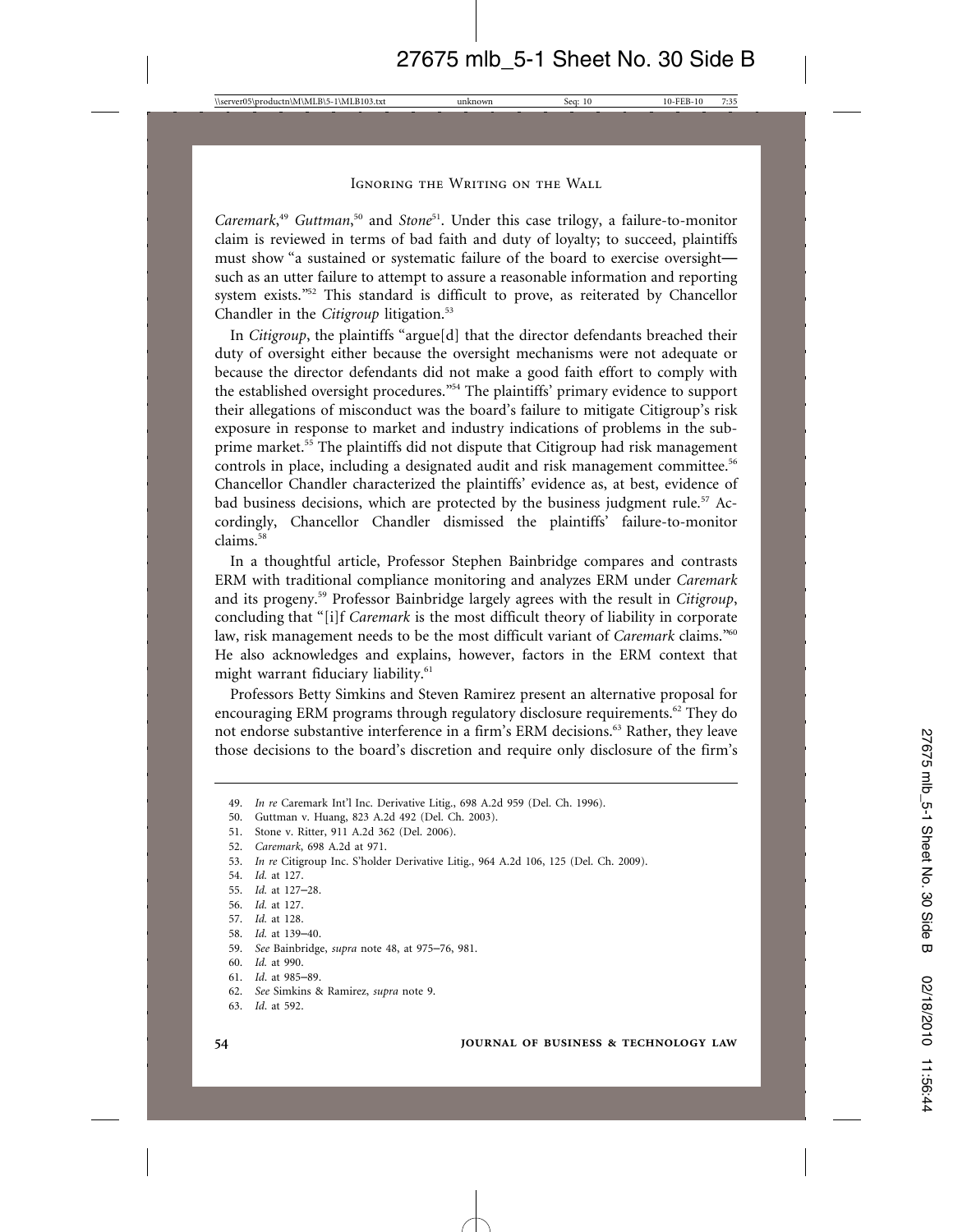*Caremark*,[49] *Guttman*,[50] and *Stone*[51]. Under this case trilogy, a failure-to-monitor claim is reviewed in terms of bad faith and duty of loyalty; to succeed, plaintiffs must show "a sustained or systematic failure of the board to exercise oversight—such as an utter failure to attempt to assure a reasonable information and reporting system exists."[52] This standard is difficult to prove, as reiterated by Chancellor Chandler in the *Citigroup* litigation.[53]

In *Citigroup*, the plaintiffs "argue[d] that the director defendants breached their duty of oversight either because the oversight mechanisms were not adequate or because the director defendants did not make a good faith effort to comply with the established oversight procedures."[54] The plaintiffs' primary evidence to support their allegations of misconduct was the board's failure to mitigate Citigroup's risk exposure in response to market and industry indications of problems in the subprime market.[55] The plaintiffs did not dispute that Citigroup had risk management controls in place, including a designated audit and risk management committee.[56] Chancellor Chandler characterized the plaintiffs' evidence as, at best, evidence of bad business decisions, which are protected by the business judgment rule.[57] Accordingly, Chancellor Chandler dismissed the plaintiffs' failure-to-monitor claims.[58]

In a thoughtful article, Professor Stephen Bainbridge compares and contrasts ERM with traditional compliance monitoring and analyzes ERM under *Caremark* and its progeny.[59] Professor Bainbridge largely agrees with the result in *Citigroup*, concluding that "[i]f *Caremark* is the most difficult theory of liability in corporate law, risk management needs to be the most difficult variant of *Caremark* claims."[60] He also acknowledges and explains, however, factors in the ERM context that might warrant fiduciary liability.[61]

Professors Betty Simkins and Steven Ramirez present an alternative proposal for encouraging ERM programs through regulatory disclosure requirements.[62] They do not endorse substantive interference in a firm's ERM decisions.[63] Rather, they leave those decisions to the board's discretion and require only disclosure of the firm's

---

49. *In re* Caremark Int'l Inc. Derivative Litig., 698 A.2d 959 (Del. Ch. 1996).
50. Guttman v. Huang, 823 A.2d 492 (Del. Ch. 2003).
51. Stone v. Ritter, 911 A.2d 362 (Del. 2006).
52. *Caremark*, 698 A.2d at 971.
53. *In re* Citigroup Inc. S'holder Derivative Litig., 964 A.2d 106, 125 (Del. Ch. 2009).
54. *Id.* at 127.
55. *Id.* at 127–28.
56. *Id.* at 127.
57. *Id.* at 128.
58. *Id.* at 139–40.
59. *See* Bainbridge, *supra* note 48, at 975–76, 981.
60. *Id.* at 990.
61. *Id.* at 985–89.
62. *See* Simkins & Ramirez, *supra* note 9.
63. *Id.* at 592.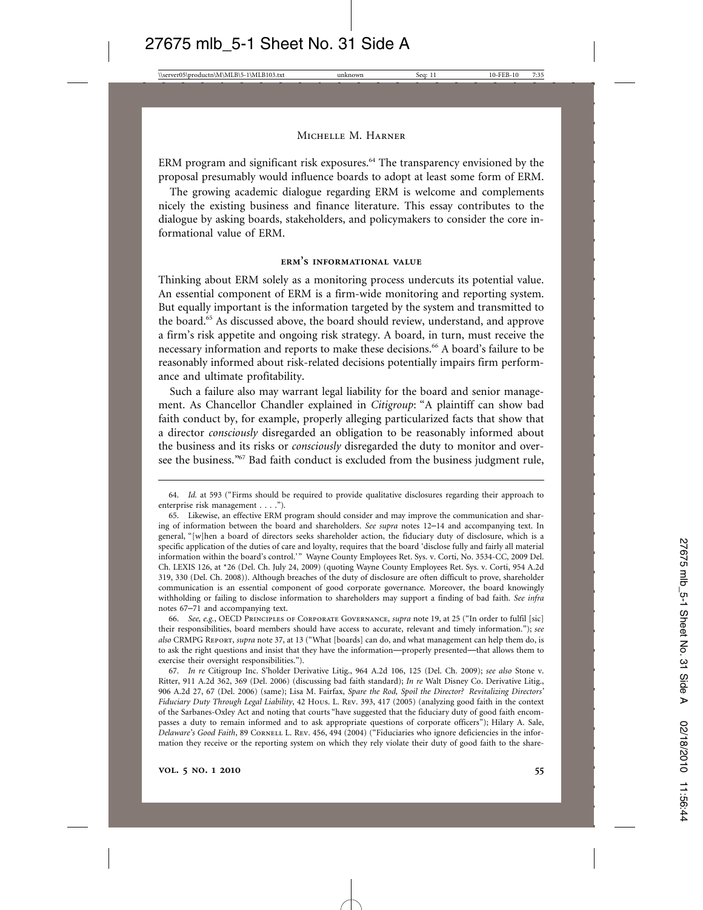ERM program and significant risk exposures.[64] The transparency envisioned by the proposal presumably would influence boards to adopt at least some form of ERM.

The growing academic dialogue regarding ERM is welcome and complements nicely the existing business and finance literature. This essay contributes to the dialogue by asking boards, stakeholders, and policymakers to consider the core informational value of ERM.

## ERM's Informational Value

Thinking about ERM solely as a monitoring process undercuts its potential value. An essential component of ERM is a firm-wide monitoring and reporting system. But equally important is the information targeted by the system and transmitted to the board.[65] As discussed above, the board should review, understand, and approve a firm's risk appetite and ongoing risk strategy. A board, in turn, must receive the necessary information and reports to make these decisions.[66] A board's failure to be reasonably informed about risk-related decisions potentially impairs firm performance and ultimate profitability.

Such a failure also may warrant legal liability for the board and senior management. As Chancellor Chandler explained in *Citigroup*: "A plaintiff can show bad faith conduct by, for example, properly alleging particularized facts that show that a director *consciously* disregarded an obligation to be reasonably informed about the business and its risks or *consciously* disregarded the duty to monitor and oversee the business."[67] Bad faith conduct is excluded from the business judgment rule,

---

64. *Id.* at 593 ("Firms should be required to provide qualitative disclosures regarding their approach to enterprise risk management . . . .").

65. Likewise, an effective ERM program should consider and may improve the communication and sharing of information between the board and shareholders. *See supra* notes 12–14 and accompanying text. In general, "[w]hen a board of directors seeks shareholder action, the fiduciary duty of disclosure, which is a specific application of the duties of care and loyalty, requires that the board 'disclose fully and fairly all material information within the board's control.'" Wayne County Employees Ret. Sys. v. Corti, No. 3534-CC, 2009 Del. Ch. LEXIS 126, at *26 (Del. Ch. July 24, 2009) (quoting Wayne County Employees Ret. Sys. v. Corti, 954 A.2d 319, 330 (Del. Ch. 2008)). Although breaches of the duty of disclosure are often difficult to prove, shareholder communication is an essential component of good corporate governance. Moreover, the board knowingly withholding or failing to disclose information to shareholders may support a finding of bad faith. *See infra* notes 67–71 and accompanying text.

66. *See, e.g.*, OECD Principles of Corporate Governance, *supra* note 19, at 25 ("In order to fulfil [sic] their responsibilities, board members should have access to accurate, relevant and timely information."); *see also* CRMPG Report, *supra* note 37, at 13 ("What [boards] can do, and what management can help them do, is to ask the right questions and insist that they have the information—properly presented—that allows them to exercise their oversight responsibilities.").

67. *In re* Citigroup Inc. S'holder Derivative Litig., 964 A.2d 106, 125 (Del. Ch. 2009); *see also* Stone v. Ritter, 911 A.2d 362, 369 (Del. 2006) (discussing bad faith standard); *In re* Walt Disney Co. Derivative Litig., 906 A.2d 27, 67 (Del. 2006) (same); Lisa M. Fairfax, *Spare the Rod, Spoil the Director? Revitalizing Directors' Fiduciary Duty Through Legal Liability*, 42 Hous. L. Rev. 393, 417 (2005) (analyzing good faith in the context of the Sarbanes-Oxley Act and noting that courts "have suggested that the fiduciary duty of good faith encompasses a duty to remain informed and to ask appropriate questions of corporate officers"); Hilary A. Sale, *Delaware's Good Faith*, 89 Cornell L. Rev. 456, 494 (2004) ("Fiduciaries who ignore deficiencies in the information they receive or the reporting system on which they rely violate their duty of good faith to the share-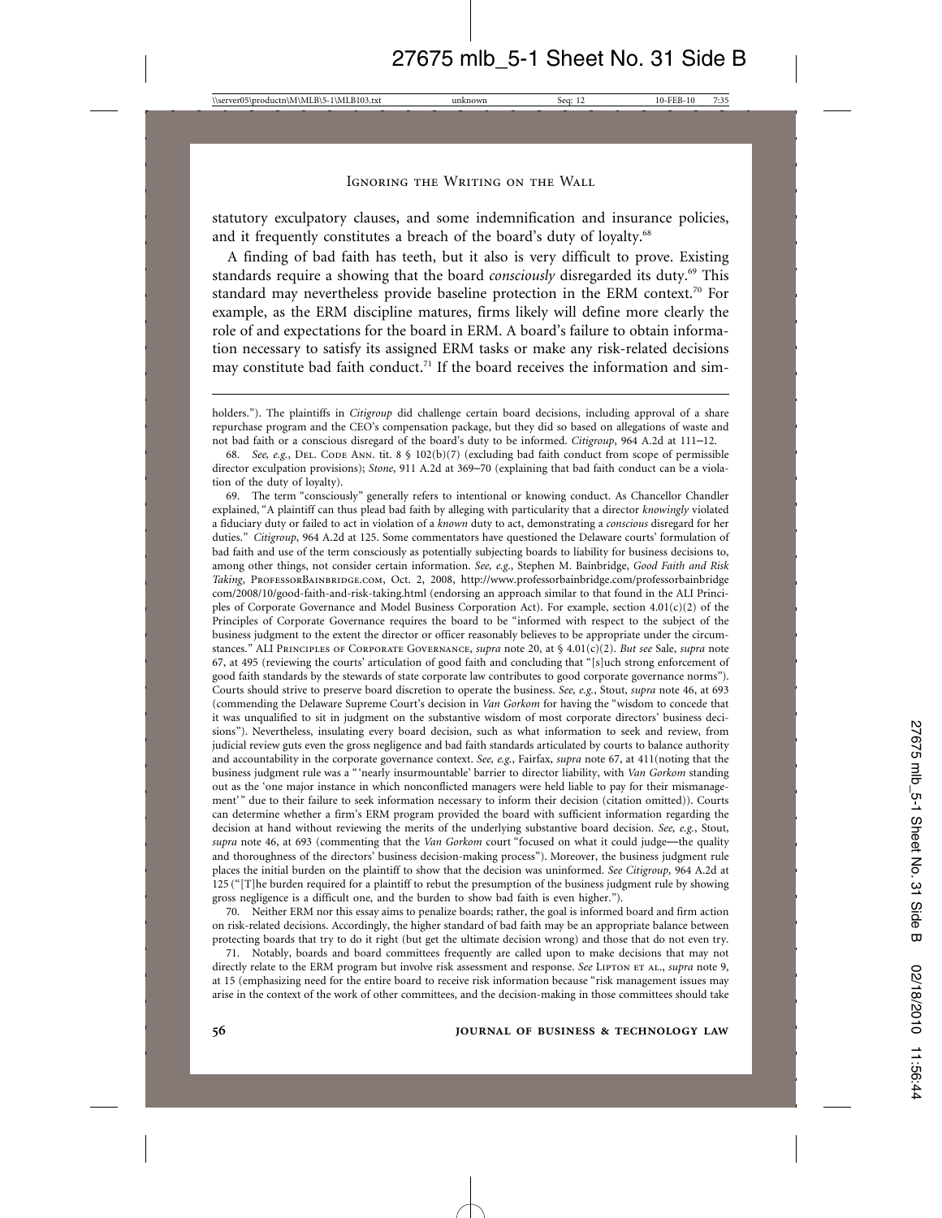statutory exculpatory clauses, and some indemnification and insurance policies, and it frequently constitutes a breach of the board's duty of loyalty.[68]

A finding of bad faith has teeth, but it also is very difficult to prove. Existing standards require a showing that the board *consciously* disregarded its duty.[69] This standard may nevertheless provide baseline protection in the ERM context.[70] For example, as the ERM discipline matures, firms likely will define more clearly the role of and expectations for the board in ERM. A board's failure to obtain information necessary to satisfy its assigned ERM tasks or make any risk-related decisions may constitute bad faith conduct.[71] If the board receives the information and sim-

---

holders."). The plaintiffs in *Citigroup* did challenge certain board decisions, including approval of a share repurchase program and the CEO's compensation package, but they did so based on allegations of waste and not bad faith or a conscious disregard of the board's duty to be informed. *Citigroup*, 964 A.2d at 111–12.

68. *See, e.g.*, Del. Code Ann. tit. 8 § 102(b)(7) (excluding bad faith conduct from scope of permissible director exculpation provisions); *Stone*, 911 A.2d at 369–70 (explaining that bad faith conduct can be a violation of the duty of loyalty).

69. The term "consciously" generally refers to intentional or knowing conduct. As Chancellor Chandler explained, "A plaintiff can thus plead bad faith by alleging with particularity that a director *knowingly* violated a fiduciary duty or failed to act in violation of a *known* duty to act, demonstrating a *conscious* disregard for her duties." *Citigroup*, 964 A.2d at 125. Some commentators have questioned the Delaware courts' formulation of bad faith and use of the term consciously as potentially subjecting boards to liability for business decisions to, among other things, not consider certain information. *See, e.g.*, Stephen M. Bainbridge, *Good Faith and Risk Taking*, ProfessorBainbridge.com, Oct. 2, 2008, http://www.professorbainbridge.com/professorbainbridge com/2008/10/good-faith-and-risk-taking.html (endorsing an approach similar to that found in the ALI Principles of Corporate Governance and Model Business Corporation Act). For example, section 4.01(c)(2) of the Principles of Corporate Governance requires the board to be "informed with respect to the subject of the business judgment to the extent the director or officer reasonably believes to be appropriate under the circumstances." ALI Principles of Corporate Governance, *supra* note 20, at § 4.01(c)(2). *But see* Sale, *supra* note 67, at 495 (reviewing the courts' articulation of good faith and concluding that "[s]uch strong enforcement of good faith standards by the stewards of state corporate law contributes to good corporate governance norms"). Courts should strive to preserve board discretion to operate the business. *See, e.g.*, Stout, *supra* note 46, at 693 (commending the Delaware Supreme Court's decision in *Van Gorkom* for having the "wisdom to concede that it was unqualified to sit in judgment on the substantive wisdom of most corporate directors' business decisions"). Nevertheless, insulating every board decision, such as what information to seek and review, from judicial review guts even the gross negligence and bad faith standards articulated by courts to balance authority and accountability in the corporate governance context. *See, e.g.*, Fairfax, *supra* note 67, at 411(noting that the business judgment rule was a "'nearly insurmountable' barrier to director liability, with *Van Gorkom* standing out as the 'one major instance in which nonconflicted managers were held liable to pay for their mismanagement'" due to their failure to seek information necessary to inform their decision (citation omitted)). Courts can determine whether a firm's ERM program provided the board with sufficient information regarding the decision at hand without reviewing the merits of the underlying substantive board decision. *See, e.g.*, Stout, *supra* note 46, at 693 (commenting that the *Van Gorkom* court "focused on what it could judge—the quality and thoroughness of the directors' business decision-making process"). Moreover, the business judgment rule places the initial burden on the plaintiff to show that the decision was uninformed. *See Citigroup*, 964 A.2d at 125 ("[T]he burden required for a plaintiff to rebut the presumption of the business judgment rule by showing gross negligence is a difficult one, and the burden to show bad faith is even higher.").

70. Neither ERM nor this essay aims to penalize boards; rather, the goal is informed board and firm action on risk-related decisions. Accordingly, the higher standard of bad faith may be an appropriate balance between protecting boards that try to do it right (but get the ultimate decision wrong) and those that do not even try.

71. Notably, boards and board committees frequently are called upon to make decisions that may not directly relate to the ERM program but involve risk assessment and response. *See* Lipton et al., *supra* note 9, at 15 (emphasizing need for the entire board to receive risk information because "risk management issues may arise in the context of the work of other committees, and the decision-making in those committees should take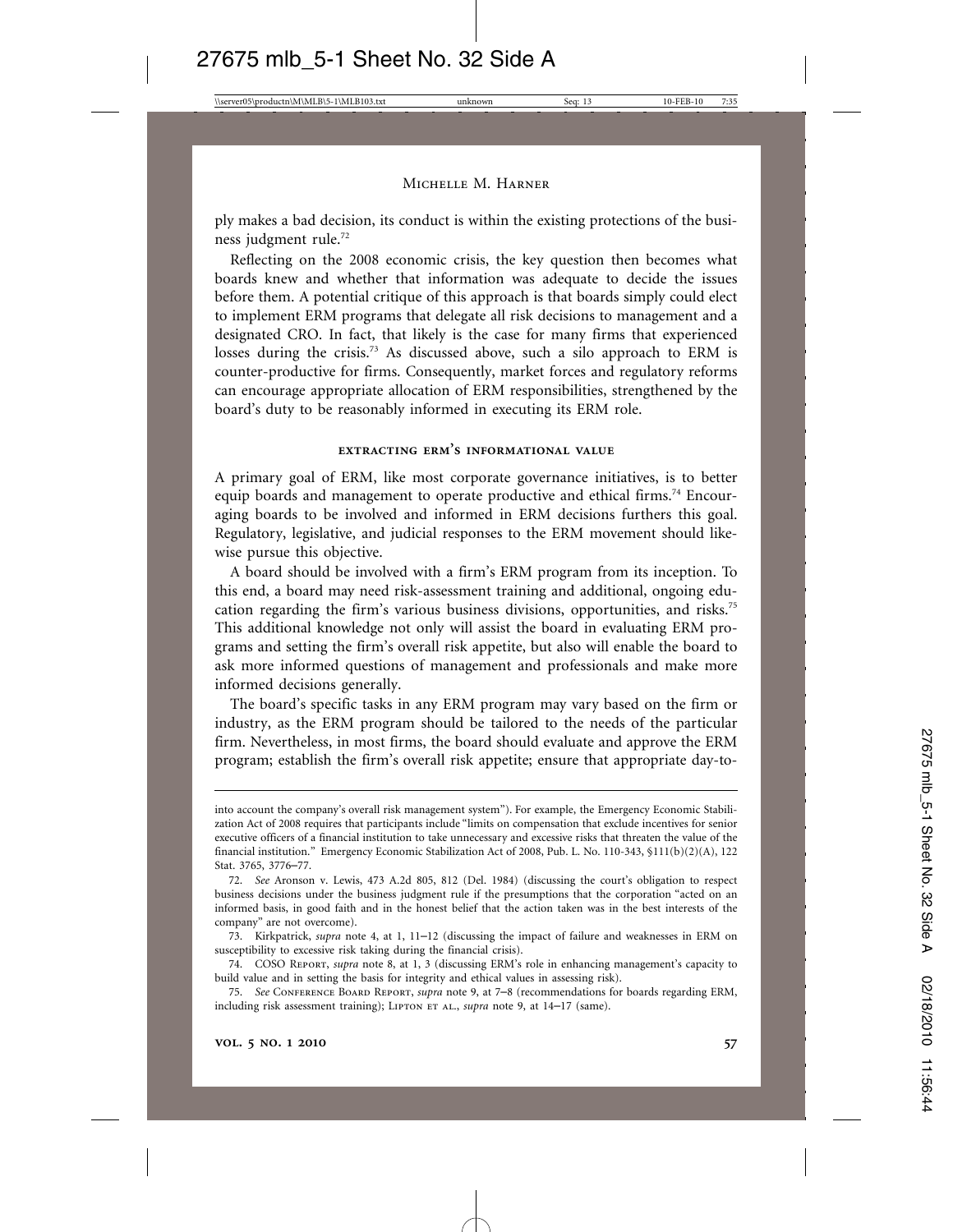ply makes a bad decision, its conduct is within the existing protections of the business judgment rule.[72]

Reflecting on the 2008 economic crisis, the key question then becomes what boards knew and whether that information was adequate to decide the issues before them. A potential critique of this approach is that boards simply could elect to implement ERM programs that delegate all risk decisions to management and a designated CRO. In fact, that likely is the case for many firms that experienced losses during the crisis.[73] As discussed above, such a silo approach to ERM is counter-productive for firms. Consequently, market forces and regulatory reforms can encourage appropriate allocation of ERM responsibilities, strengthened by the board's duty to be reasonably informed in executing its ERM role.

### EXTRACTING ERM'S INFORMATIONAL VALUE

A primary goal of ERM, like most corporate governance initiatives, is to better equip boards and management to operate productive and ethical firms.[74] Encouraging boards to be involved and informed in ERM decisions furthers this goal. Regulatory, legislative, and judicial responses to the ERM movement should likewise pursue this objective.

A board should be involved with a firm's ERM program from its inception. To this end, a board may need risk-assessment training and additional, ongoing education regarding the firm's various business divisions, opportunities, and risks.[75] This additional knowledge not only will assist the board in evaluating ERM programs and setting the firm's overall risk appetite, but also will enable the board to ask more informed questions of management and professionals and make more informed decisions generally.

The board's specific tasks in any ERM program may vary based on the firm or industry, as the ERM program should be tailored to the needs of the particular firm. Nevertheless, in most firms, the board should evaluate and approve the ERM program; establish the firm's overall risk appetite; ensure that appropriate day-to-

---

into account the company's overall risk management system"). For example, the Emergency Economic Stabilization Act of 2008 requires that participants include "limits on compensation that exclude incentives for senior executive officers of a financial institution to take unnecessary and excessive risks that threaten the value of the financial institution." Emergency Economic Stabilization Act of 2008, Pub. L. No. 110-343, §111(b)(2)(A), 122 Stat. 3765, 3776–77.

72. *See* Aronson v. Lewis, 473 A.2d 805, 812 (Del. 1984) (discussing the court's obligation to respect business decisions under the business judgment rule if the presumptions that the corporation "acted on an informed basis, in good faith and in the honest belief that the action taken was in the best interests of the company" are not overcome).

73. Kirkpatrick, *supra* note 4, at 1, 11–12 (discussing the impact of failure and weaknesses in ERM on susceptibility to excessive risk taking during the financial crisis).

74. COSO REPORT, *supra* note 8, at 1, 3 (discussing ERM's role in enhancing management's capacity to build value and in setting the basis for integrity and ethical values in assessing risk).

75. *See* CONFERENCE BOARD REPORT, *supra* note 9, at 7–8 (recommendations for boards regarding ERM, including risk assessment training); LIPTON ET AL., *supra* note 9, at 14–17 (same).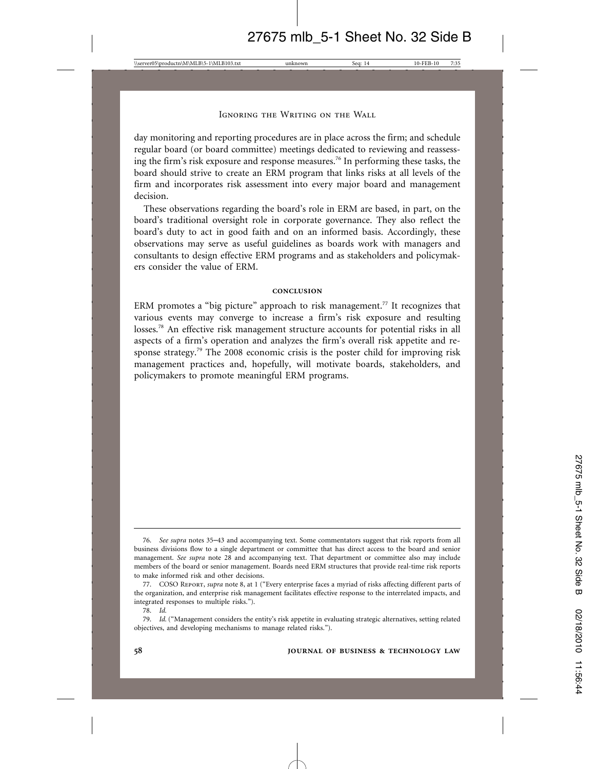day monitoring and reporting procedures are in place across the firm; and schedule regular board (or board committee) meetings dedicated to reviewing and reassessing the firm's risk exposure and response measures.[76] In performing these tasks, the board should strive to create an ERM program that links risks at all levels of the firm and incorporates risk assessment into every major board and management decision.

These observations regarding the board's role in ERM are based, in part, on the board's traditional oversight role in corporate governance. They also reflect the board's duty to act in good faith and on an informed basis. Accordingly, these observations may serve as useful guidelines as boards work with managers and consultants to design effective ERM programs and as stakeholders and policymakers consider the value of ERM.

## CONCLUSION

ERM promotes a "big picture" approach to risk management.[77] It recognizes that various events may converge to increase a firm's risk exposure and resulting losses.[78] An effective risk management structure accounts for potential risks in all aspects of a firm's operation and analyzes the firm's overall risk appetite and response strategy.[79] The 2008 economic crisis is the poster child for improving risk management practices and, hopefully, will motivate boards, stakeholders, and policymakers to promote meaningful ERM programs.

---

76. *See supra* notes 35–43 and accompanying text. Some commentators suggest that risk reports from all business divisions flow to a single department or committee that has direct access to the board and senior management. *See supra* note 28 and accompanying text. That department or committee also may include members of the board or senior management. Boards need ERM structures that provide real-time risk reports to make informed risk and other decisions.

77. COSO Report, *supra* note 8, at 1 ("Every enterprise faces a myriad of risks affecting different parts of the organization, and enterprise risk management facilitates effective response to the interrelated impacts, and integrated responses to multiple risks.").

78. *Id.*

79. *Id.* ("Management considers the entity's risk appetite in evaluating strategic alternatives, setting related objectives, and developing mechanisms to manage related risks.").